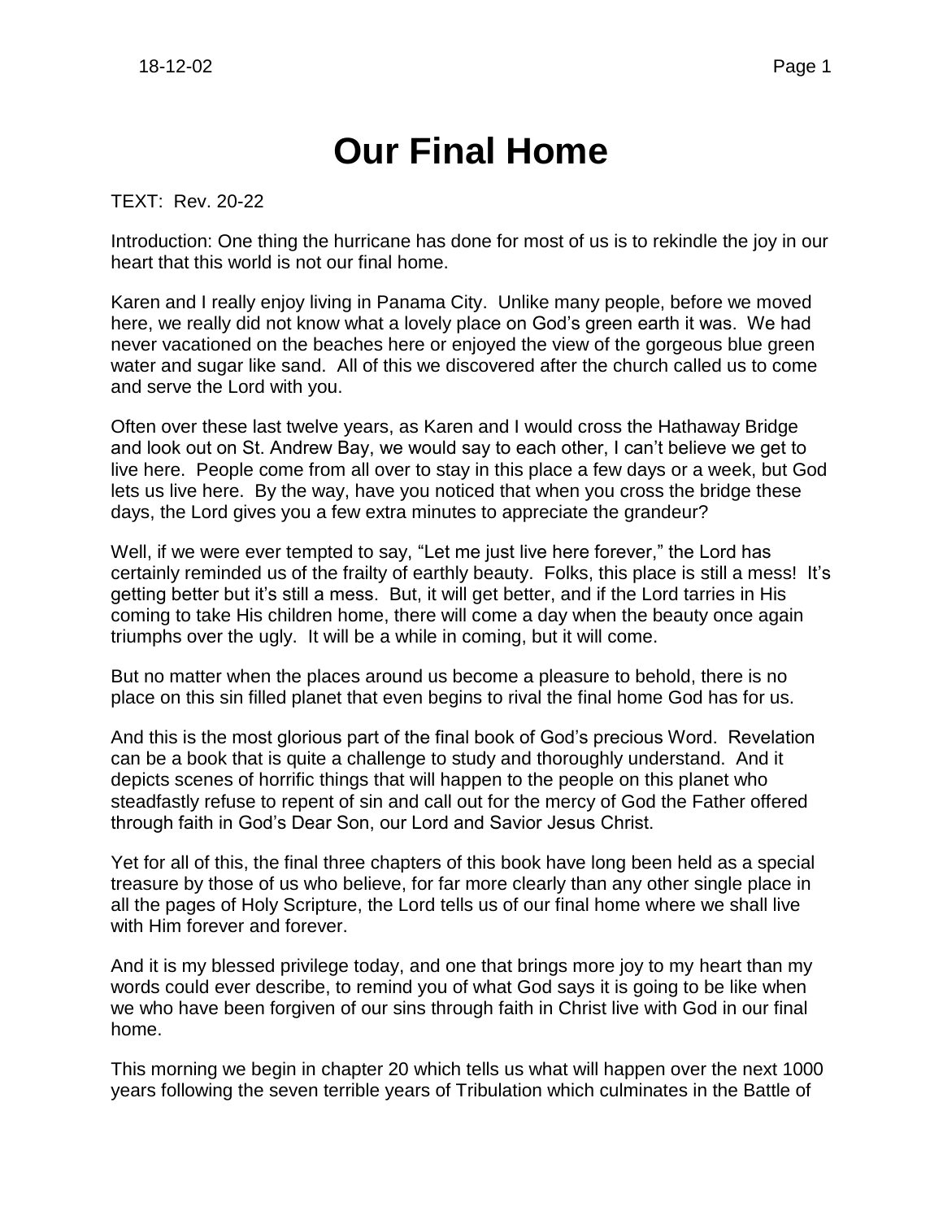# Our Final Home

TEXT: Rev. 20-22

Introduction: One thing the hurricane has done for most of us is to rekindle the joy in our heart that this world is not our final home.

Karen and I really enjoy living in Panama City. Unlike many people, before we moved here, we really did not know what a lovely place on God's green earth it was. We had never vacationed on the beaches here or enjoyed the view of the gorgeous blue green water and sugar like sand. All of this we discovered after the church called us to come and serve the Lord with you.

Often over these last twelve years, as Karen and I would cross the Hathaway Bridge and look out on St. Andrew Bay, we would say to each other, I can't believe we get to live here. People come from all over to stay in this place a few days or a week, but God lets us live here. By the way, have you noticed that when you cross the bridge these days, the Lord gives you a few extra minutes to appreciate the grandeur?

Well, if we were ever tempted to say, "Let me just live here forever," the Lord has certainly reminded us of the frailty of earthly beauty. Folks, this place is still a mess! It's getting better but it's still a mess. But, it will get better, and if the Lord tarries in His coming to take His children home, there will come a day when the beauty once again triumphs over the ugly. It will be a while in coming, but it will come.

But no matter when the places around us become a pleasure to behold, there is no place on this sin filled planet that even begins to rival the final home God has for us.

And this is the most glorious part of the final book of God's precious Word. Revelation can be a book that is quite a challenge to study and thoroughly understand. And it depicts scenes of horrific things that will happen to the people on this planet who steadfastly refuse to repent of sin and call out for the mercy of God the Father offered through faith in God's Dear Son, our Lord and Savior Jesus Christ.

Yet for all of this, the final three chapters of this book have long been held as a special treasure by those of us who believe, for far more clearly than any other single place in all the pages of Holy Scripture, the Lord tells us of our final home where we shall live with Him forever and forever.

And it is my blessed privilege today, and one that brings more joy to my heart than my words could ever describe, to remind you of what God says it is going to be like when we who have been forgiven of our sins through faith in Christ live with God in our final home.

This morning we begin in chapter 20 which tells us what will happen over the next 1000 years following the seven terrible years of Tribulation which culminates in the Battle of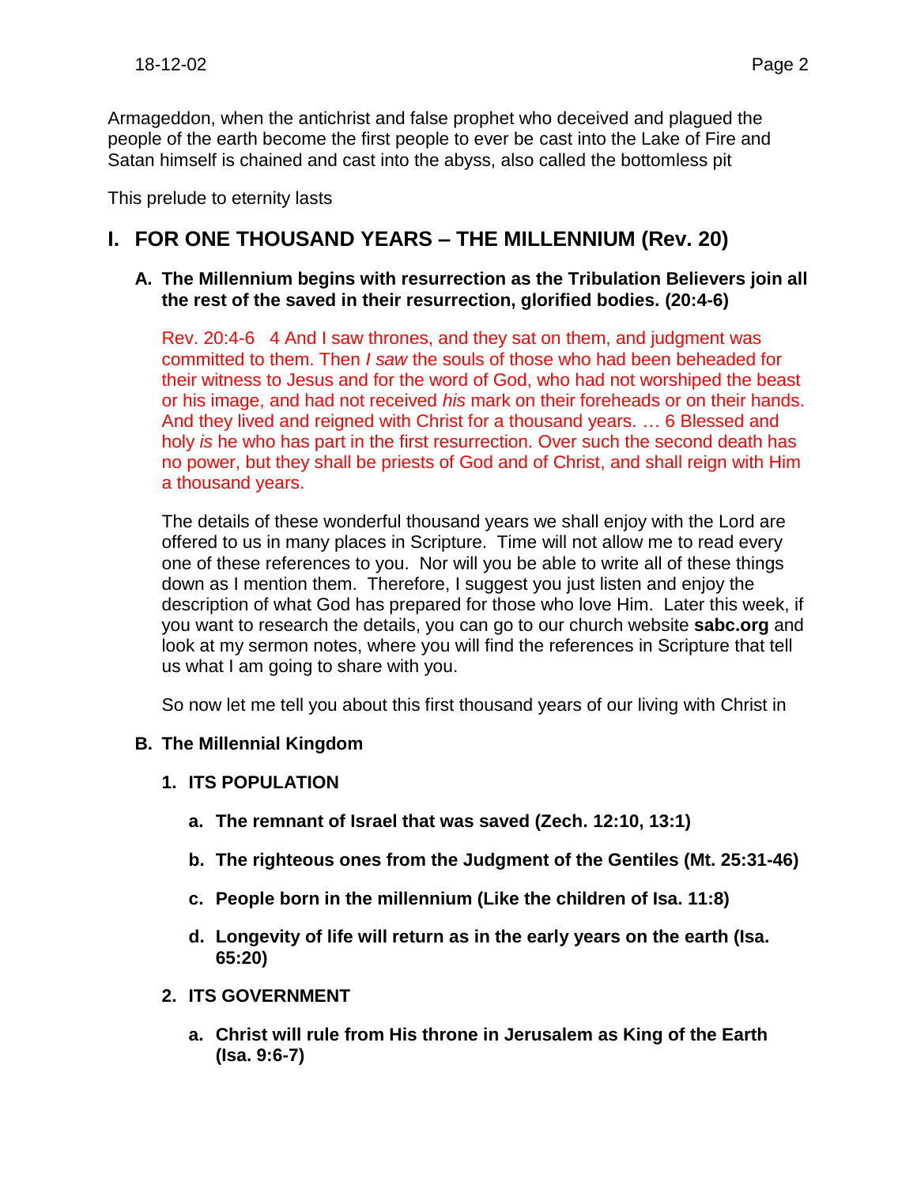Armageddon, when the antichrist and false prophet who deceived and plagued the people of the earth become the first people to ever be cast into the Lake of Fire and Satan himself is chained and cast into the abyss, also called the bottomless pit

This prelude to eternity lasts

## I. FOR ONE THOUSAND YEARS – THE MILLENNIUM (Rev. 20)

### A. The Millennium begins with resurrection as the Tribulation Believers join all the rest of the saved in their resurrection, glorified bodies. (20:4-6)

Rev. 20:4-6 4 And I saw thrones, and they sat on them, and judgment was committed to them. Then *I saw* the souls of those who had been beheaded for their witness to Jesus and for the word of God, who had not worshiped the beast or his image, and had not received *his* mark on their foreheads or on their hands. And they lived and reigned with Christ for a thousand years. … 6 Blessed and holy *is* he who has part in the first resurrection. Over such the second death has no power, but they shall be priests of God and of Christ, and shall reign with Him a thousand years.

The details of these wonderful thousand years we shall enjoy with the Lord are offered to us in many places in Scripture. Time will not allow me to read every one of these references to you. Nor will you be able to write all of these things down as I mention them. Therefore, I suggest you just listen and enjoy the description of what God has prepared for those who love Him. Later this week, if you want to research the details, you can go to our church website **sabc.org** and look at my sermon notes, where you will find the references in Scripture that tell us what I am going to share with you.

So now let me tell you about this first thousand years of our living with Christ in

### B. The Millennial Kingdom

#### 1. ITS POPULATION

- **a. The remnant of Israel that was saved (Zech. 12:10, 13:1)**
- **b. The righteous ones from the Judgment of the Gentiles (Mt. 25:31-46)**
- **c. People born in the millennium (Like the children of Isa. 11:8)**
- **d. Longevity of life will return as in the early years on the earth (Isa. 65:20)**

#### 2. ITS GOVERNMENT

- **a. Christ will rule from His throne in Jerusalem as King of the Earth (Isa. 9:6-7)**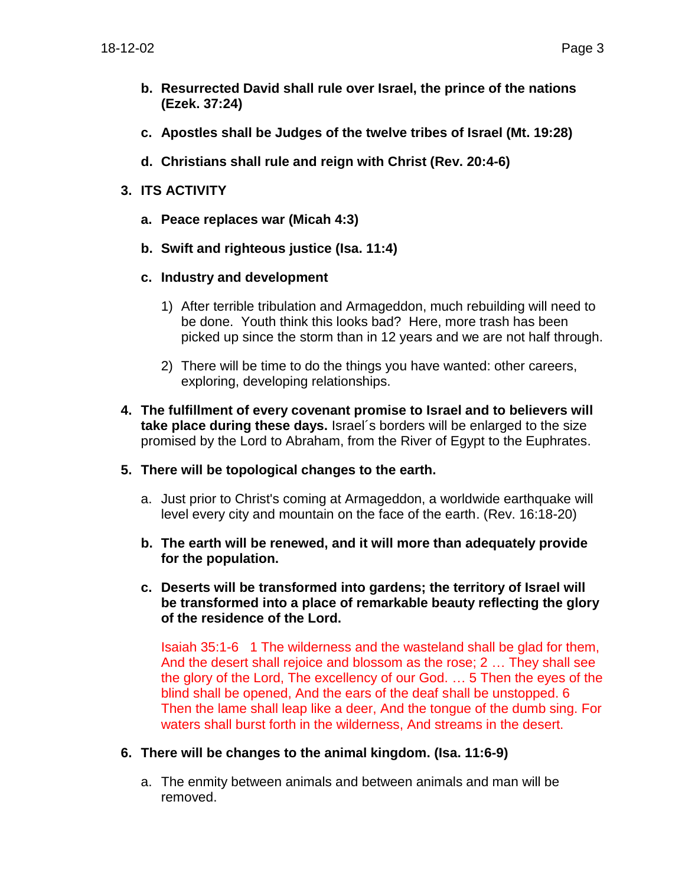b. **Resurrected David shall rule over Israel, the prince of the nations (Ezek. 37:24)**

   c. **Apostles shall be Judges of the twelve tribes of Israel (Mt. 19:28)**

   d. **Christians shall rule and reign with Christ (Rev. 20:4-6)**

3. **ITS ACTIVITY**

   a. **Peace replaces war (Micah 4:3)**

   b. **Swift and righteous justice (Isa. 11:4)**

   c. **Industry and development**

      1) After terrible tribulation and Armageddon, much rebuilding will need to be done. Youth think this looks bad? Here, more trash has been picked up since the storm than in 12 years and we are not half through.

      2) There will be time to do the things you have wanted: other careers, exploring, developing relationships.

4. **The fulfillment of every covenant promise to Israel and to believers will take place during these days.** Israel´s borders will be enlarged to the size promised by the Lord to Abraham, from the River of Egypt to the Euphrates.

5. **There will be topological changes to the earth.**

   a. Just prior to Christ's coming at Armageddon, a worldwide earthquake will level every city and mountain on the face of the earth. (Rev. 16:18-20)

   b. **The earth will be renewed, and it will more than adequately provide for the population.**

   c. **Deserts will be transformed into gardens; the territory of Israel will be transformed into a place of remarkable beauty reflecting the glory of the residence of the Lord.**

      Isaiah 35:1-6 1 The wilderness and the wasteland shall be glad for them, And the desert shall rejoice and blossom as the rose; 2 … They shall see the glory of the Lord, The excellency of our God. … 5 Then the eyes of the blind shall be opened, And the ears of the deaf shall be unstopped. 6 Then the lame shall leap like a deer, And the tongue of the dumb sing. For waters shall burst forth in the wilderness, And streams in the desert.

6. **There will be changes to the animal kingdom. (Isa. 11:6-9)**

   a. The enmity between animals and between animals and man will be removed.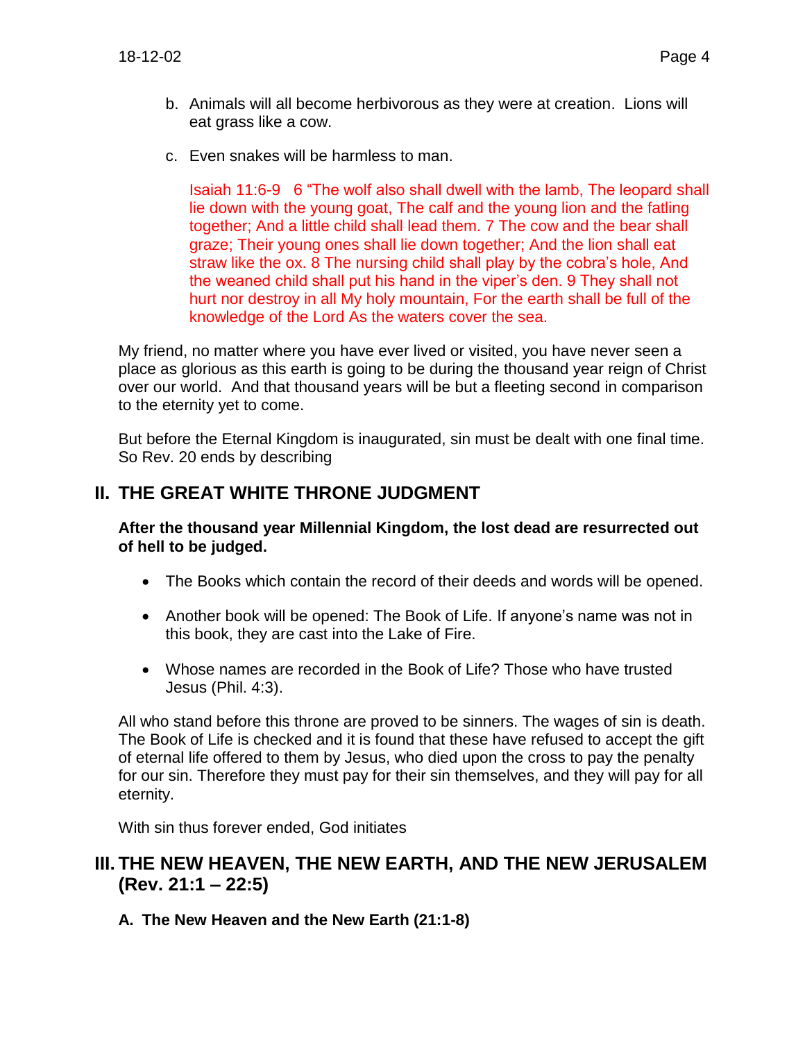b. Animals will all become herbivorous as they were at creation. Lions will eat grass like a cow.

c. Even snakes will be harmless to man.

Isaiah 11:6-9 6 "The wolf also shall dwell with the lamb, The leopard shall lie down with the young goat, The calf and the young lion and the fatling together; And a little child shall lead them. 7 The cow and the bear shall graze; Their young ones shall lie down together; And the lion shall eat straw like the ox. 8 The nursing child shall play by the cobra's hole, And the weaned child shall put his hand in the viper's den. 9 They shall not hurt nor destroy in all My holy mountain, For the earth shall be full of the knowledge of the Lord As the waters cover the sea.

My friend, no matter where you have ever lived or visited, you have never seen a place as glorious as this earth is going to be during the thousand year reign of Christ over our world. And that thousand years will be but a fleeting second in comparison to the eternity yet to come.

But before the Eternal Kingdom is inaugurated, sin must be dealt with one final time. So Rev. 20 ends by describing

## II. THE GREAT WHITE THRONE JUDGMENT

**After the thousand year Millennial Kingdom, the lost dead are resurrected out of hell to be judged.**

- The Books which contain the record of their deeds and words will be opened.
- Another book will be opened: The Book of Life. If anyone's name was not in this book, they are cast into the Lake of Fire.
- Whose names are recorded in the Book of Life? Those who have trusted Jesus (Phil. 4:3).

All who stand before this throne are proved to be sinners. The wages of sin is death. The Book of Life is checked and it is found that these have refused to accept the gift of eternal life offered to them by Jesus, who died upon the cross to pay the penalty for our sin. Therefore they must pay for their sin themselves, and they will pay for all eternity.

With sin thus forever ended, God initiates

## III. THE NEW HEAVEN, THE NEW EARTH, AND THE NEW JERUSALEM (Rev. 21:1 – 22:5)

### A. The New Heaven and the New Earth (21:1-8)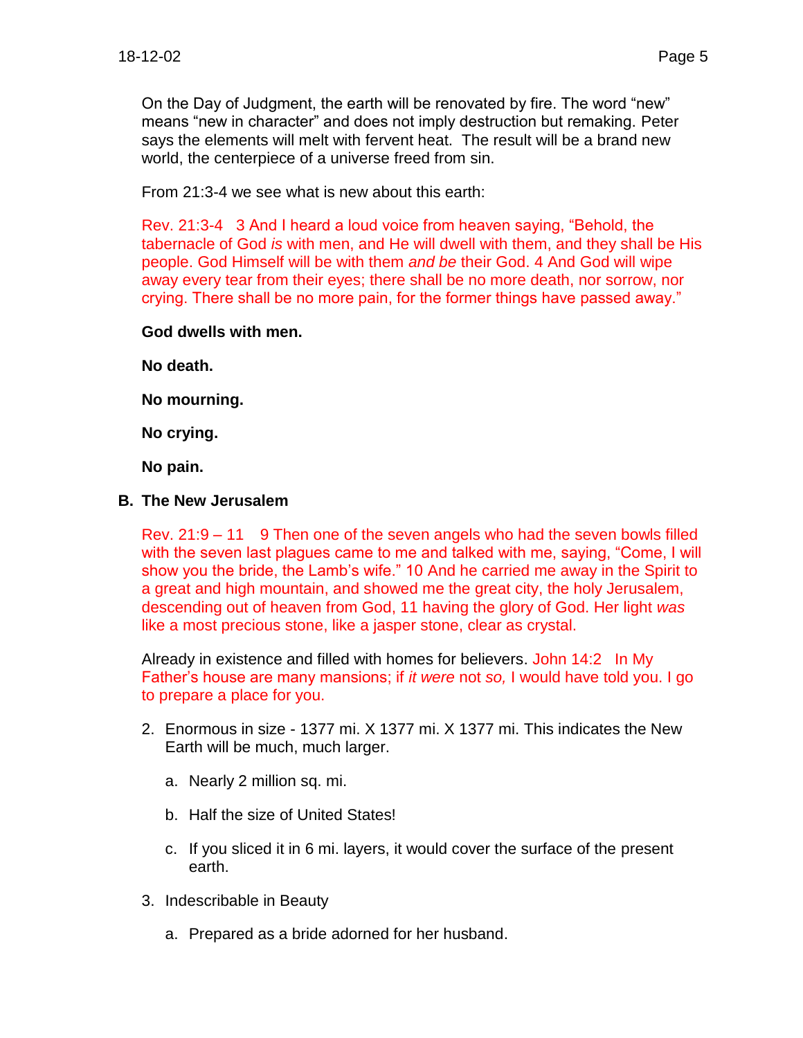On the Day of Judgment, the earth will be renovated by fire. The word “new” means “new in character” and does not imply destruction but remaking. Peter says the elements will melt with fervent heat. The result will be a brand new world, the centerpiece of a universe freed from sin.

From 21:3-4 we see what is new about this earth:

Rev. 21:3-4 3 And I heard a loud voice from heaven saying, “Behold, the tabernacle of God *is* with men, and He will dwell with them, and they shall be His people. God Himself will be with them *and be* their God. 4 And God will wipe away every tear from their eyes; there shall be no more death, nor sorrow, nor crying. There shall be no more pain, for the former things have passed away.”

**God dwells with men.**

**No death.**

**No mourning.**

**No crying.**

**No pain.**

**B. The New Jerusalem**

Rev. 21:9 – 11 9 Then one of the seven angels who had the seven bowls filled with the seven last plagues came to me and talked with me, saying, “Come, I will show you the bride, the Lamb’s wife.” 10 And he carried me away in the Spirit to a great and high mountain, and showed me the great city, the holy Jerusalem, descending out of heaven from God, 11 having the glory of God. Her light *was* like a most precious stone, like a jasper stone, clear as crystal.

Already in existence and filled with homes for believers. John 14:2 In My Father’s house are many mansions; if *it were* not *so,* I would have told you. I go to prepare a place for you.

2. Enormous in size - 1377 mi. X 1377 mi. X 1377 mi. This indicates the New Earth will be much, much larger.
    a. Nearly 2 million sq. mi.
    b. Half the size of United States!
    c. If you sliced it in 6 mi. layers, it would cover the surface of the present earth.
3. Indescribable in Beauty
    a. Prepared as a bride adorned for her husband.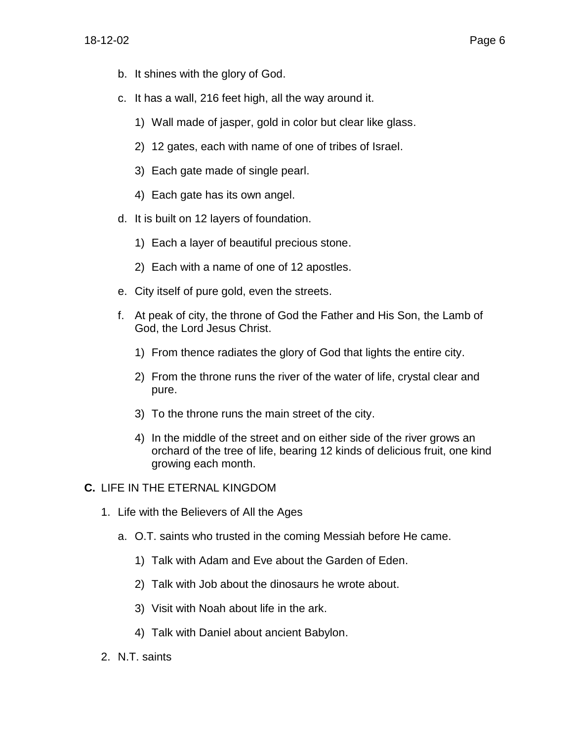b. It shines with the glory of God.

c. It has a wall, 216 feet high, all the way around it.

   1) Wall made of jasper, gold in color but clear like glass.

   2) 12 gates, each with name of one of tribes of Israel.

   3) Each gate made of single pearl.

   4) Each gate has its own angel.

d. It is built on 12 layers of foundation.

   1) Each a layer of beautiful precious stone.

   2) Each with a name of one of 12 apostles.

e. City itself of pure gold, even the streets.

f. At peak of city, the throne of God the Father and His Son, the Lamb of God, the Lord Jesus Christ.

   1) From thence radiates the glory of God that lights the entire city.

   2) From the throne runs the river of the water of life, crystal clear and pure.

   3) To the throne runs the main street of the city.

   4) In the middle of the street and on either side of the river grows an orchard of the tree of life, bearing 12 kinds of delicious fruit, one kind growing each month.

**C.** LIFE IN THE ETERNAL KINGDOM

1. Life with the Believers of All the Ages

   a. O.T. saints who trusted in the coming Messiah before He came.

      1) Talk with Adam and Eve about the Garden of Eden.

      2) Talk with Job about the dinosaurs he wrote about.

      3) Visit with Noah about life in the ark.

      4) Talk with Daniel about ancient Babylon.

2. N.T. saints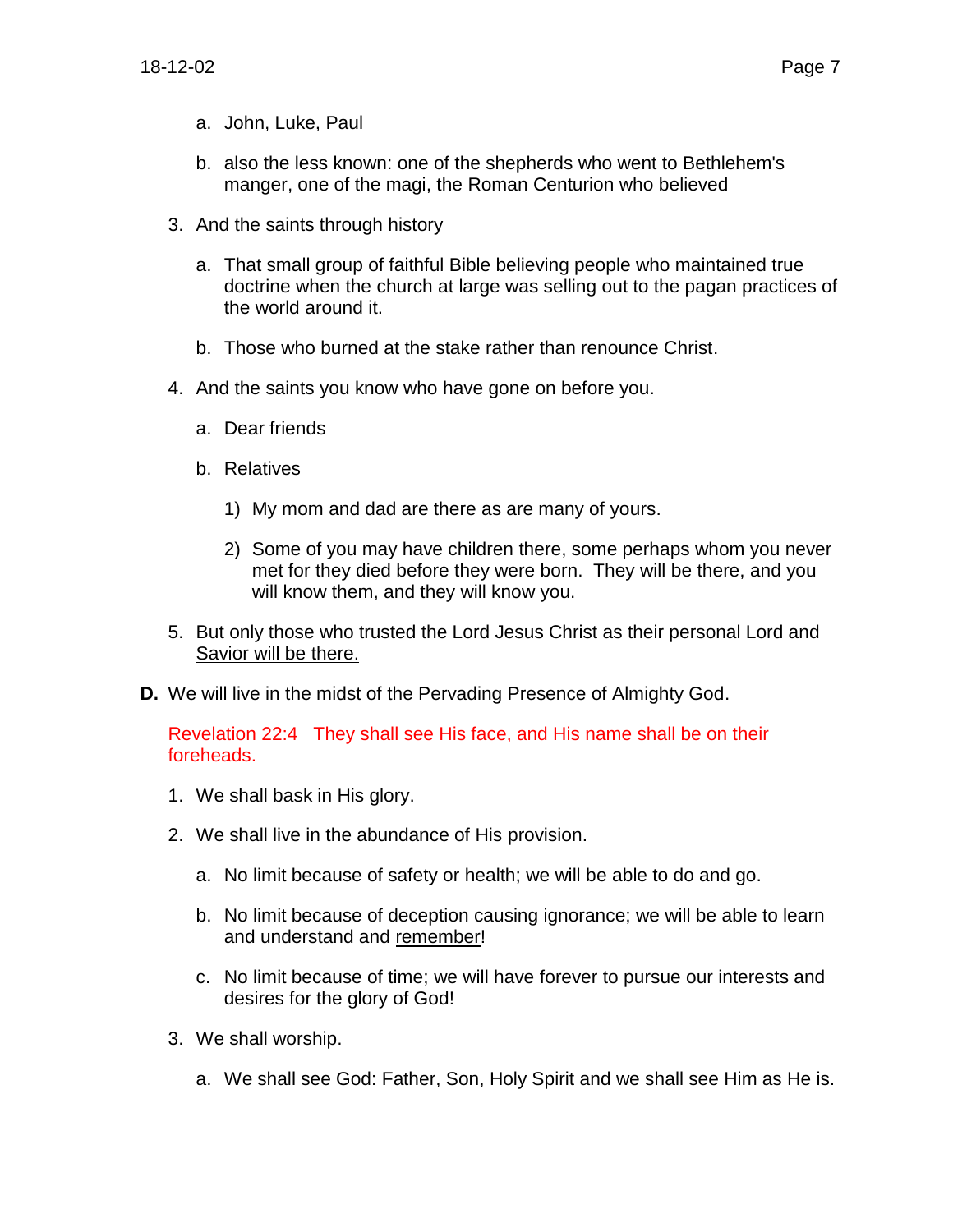a. John, Luke, Paul

   b. also the less known: one of the shepherds who went to Bethlehem's manger, one of the magi, the Roman Centurion who believed

3. And the saints through history

   a. That small group of faithful Bible believing people who maintained true doctrine when the church at large was selling out to the pagan practices of the world around it.

   b. Those who burned at the stake rather than renounce Christ.

4. And the saints you know who have gone on before you.

   a. Dear friends

   b. Relatives

      1) My mom and dad are there as are many of yours.

      2) Some of you may have children there, some perhaps whom you never met for they died before they were born. They will be there, and you will know them, and they will know you.

5. <u>But only those who trusted the Lord Jesus Christ as their personal Lord and Savior will be there.</u>

**D.** We will live in the midst of the Pervading Presence of Almighty God.

Revelation 22:4 They shall see His face, and His name shall be on their foreheads.

1. We shall bask in His glory.

2. We shall live in the abundance of His provision.

   a. No limit because of safety or health; we will be able to do and go.

   b. No limit because of deception causing ignorance; we will be able to learn and understand and <u>remember</u>!

   c. No limit because of time; we will have forever to pursue our interests and desires for the glory of God!

3. We shall worship.

   a. We shall see God: Father, Son, Holy Spirit and we shall see Him as He is.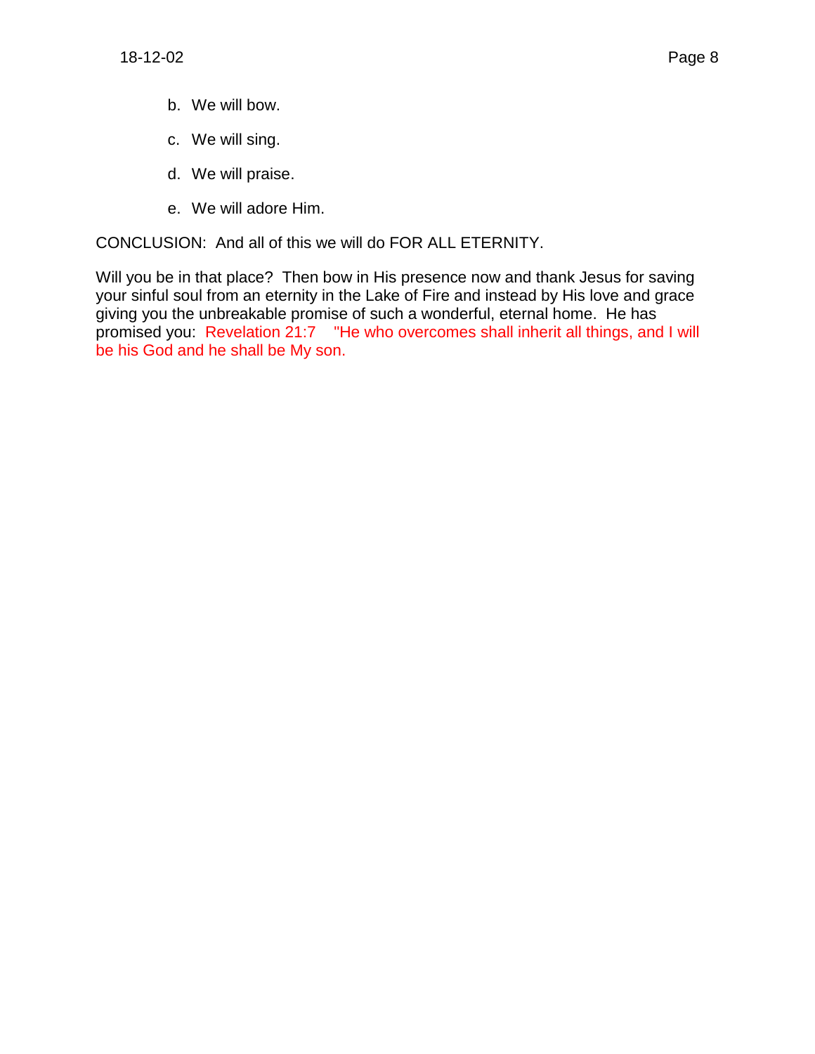b. We will bow.

c. We will sing.

d. We will praise.

e. We will adore Him.

CONCLUSION: And all of this we will do FOR ALL ETERNITY.

Will you be in that place? Then bow in His presence now and thank Jesus for saving your sinful soul from an eternity in the Lake of Fire and instead by His love and grace giving you the unbreakable promise of such a wonderful, eternal home. He has promised you: Revelation 21:7 "He who overcomes shall inherit all things, and I will be his God and he shall be My son.